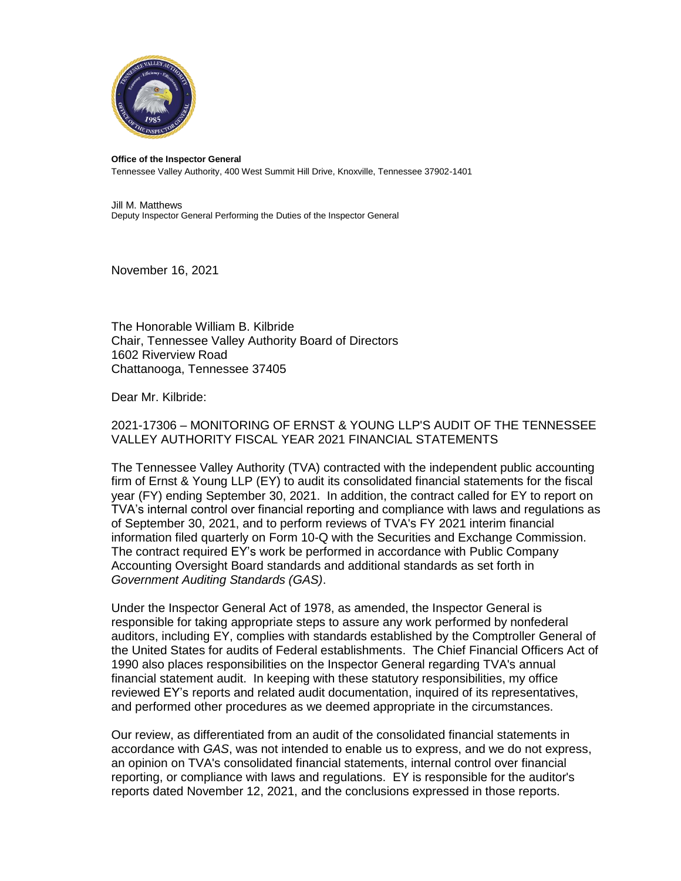**Office of the Inspector General**
Tennessee Valley Authority, 400 West Summit Hill Drive, Knoxville, Tennessee 37902-1401

Jill M. Matthews
Deputy Inspector General Performing the Duties of the Inspector General

November 16, 2021

The Honorable William B. Kilbride
Chair, Tennessee Valley Authority Board of Directors
1602 Riverview Road
Chattanooga, Tennessee 37405

Dear Mr. Kilbride:

2021-17306 – MONITORING OF ERNST & YOUNG LLP'S AUDIT OF THE TENNESSEE VALLEY AUTHORITY FISCAL YEAR 2021 FINANCIAL STATEMENTS

The Tennessee Valley Authority (TVA) contracted with the independent public accounting firm of Ernst & Young LLP (EY) to audit its consolidated financial statements for the fiscal year (FY) ending September 30, 2021. In addition, the contract called for EY to report on TVA's internal control over financial reporting and compliance with laws and regulations as of September 30, 2021, and to perform reviews of TVA's FY 2021 interim financial information filed quarterly on Form 10-Q with the Securities and Exchange Commission. The contract required EY's work be performed in accordance with Public Company Accounting Oversight Board standards and additional standards as set forth in *Government Auditing Standards (GAS)*.

Under the Inspector General Act of 1978, as amended, the Inspector General is responsible for taking appropriate steps to assure any work performed by nonfederal auditors, including EY, complies with standards established by the Comptroller General of the United States for audits of Federal establishments. The Chief Financial Officers Act of 1990 also places responsibilities on the Inspector General regarding TVA's annual financial statement audit. In keeping with these statutory responsibilities, my office reviewed EY's reports and related audit documentation, inquired of its representatives, and performed other procedures as we deemed appropriate in the circumstances.

Our review, as differentiated from an audit of the consolidated financial statements in accordance with *GAS*, was not intended to enable us to express, and we do not express, an opinion on TVA's consolidated financial statements, internal control over financial reporting, or compliance with laws and regulations. EY is responsible for the auditor's reports dated November 12, 2021, and the conclusions expressed in those reports.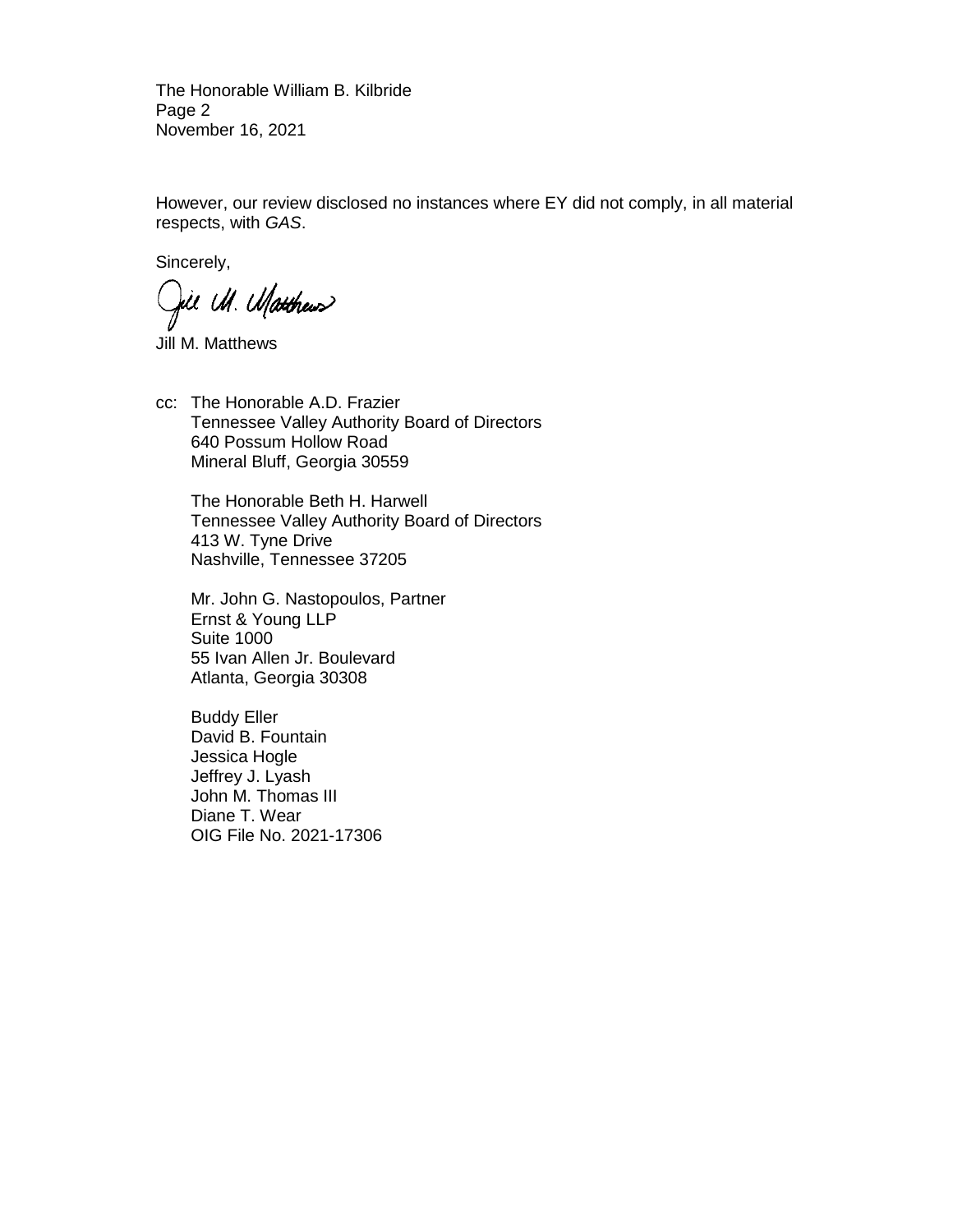The Honorable William B. Kilbride
Page 2
November 16, 2021

However, our review disclosed no instances where EY did not comply, in all material respects, with *GAS*.

Sincerely,

Jill M. Matthews

Jill M. Matthews

cc: The Honorable A.D. Frazier
Tennessee Valley Authority Board of Directors
640 Possum Hollow Road
Mineral Bluff, Georgia 30559

The Honorable Beth H. Harwell
Tennessee Valley Authority Board of Directors
413 W. Tyne Drive
Nashville, Tennessee 37205

Mr. John G. Nastopoulos, Partner
Ernst & Young LLP
Suite 1000
55 Ivan Allen Jr. Boulevard
Atlanta, Georgia 30308

Buddy Eller
David B. Fountain
Jessica Hogle
Jeffrey J. Lyash
John M. Thomas III
Diane T. Wear
OIG File No. 2021-17306